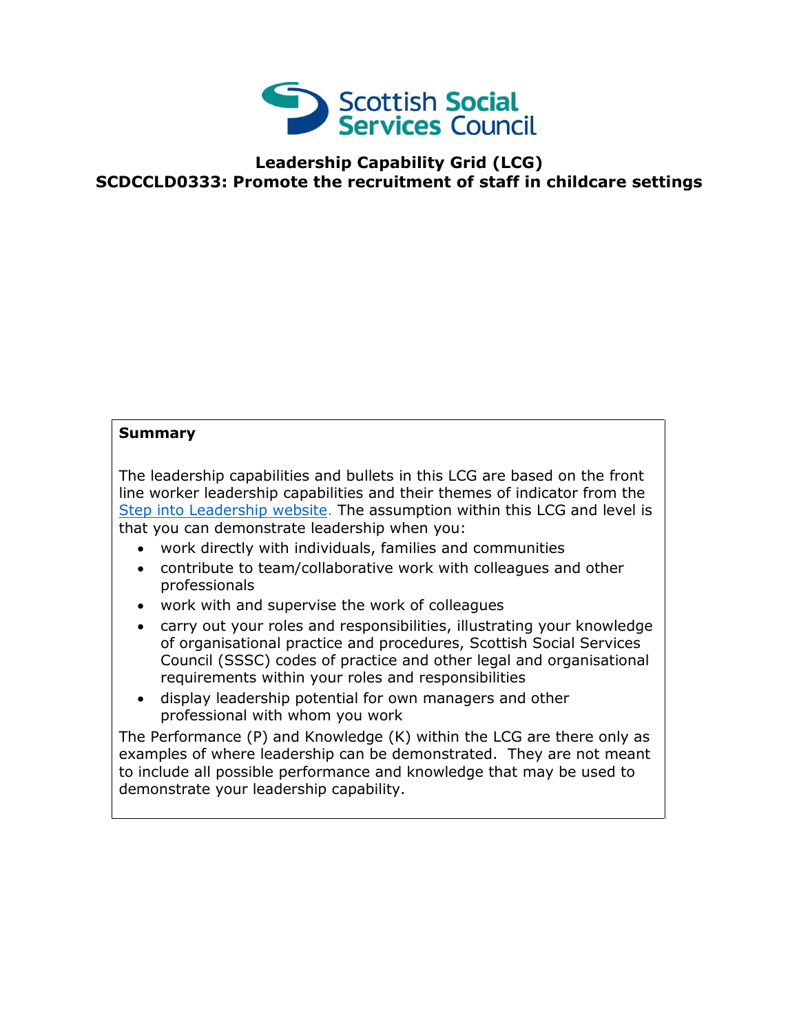Scottish Social Services Council

# Leadership Capability Grid (LCG)

## SCDCCLD0333: Promote the recruitment of staff in childcare settings

**Summary**

The leadership capabilities and bullets in this LCG are based on the front line worker leadership capabilities and their themes of indicator from the Step into Leadership website. The assumption within this LCG and level is that you can demonstrate leadership when you:

- work directly with individuals, families and communities
- contribute to team/collaborative work with colleagues and other professionals
- work with and supervise the work of colleagues
- carry out your roles and responsibilities, illustrating your knowledge of organisational practice and procedures, Scottish Social Services Council (SSSC) codes of practice and other legal and organisational requirements within your roles and responsibilities
- display leadership potential for own managers and other professional with whom you work

The Performance (P) and Knowledge (K) within the LCG are there only as examples of where leadership can be demonstrated. They are not meant to include all possible performance and knowledge that may be used to demonstrate your leadership capability.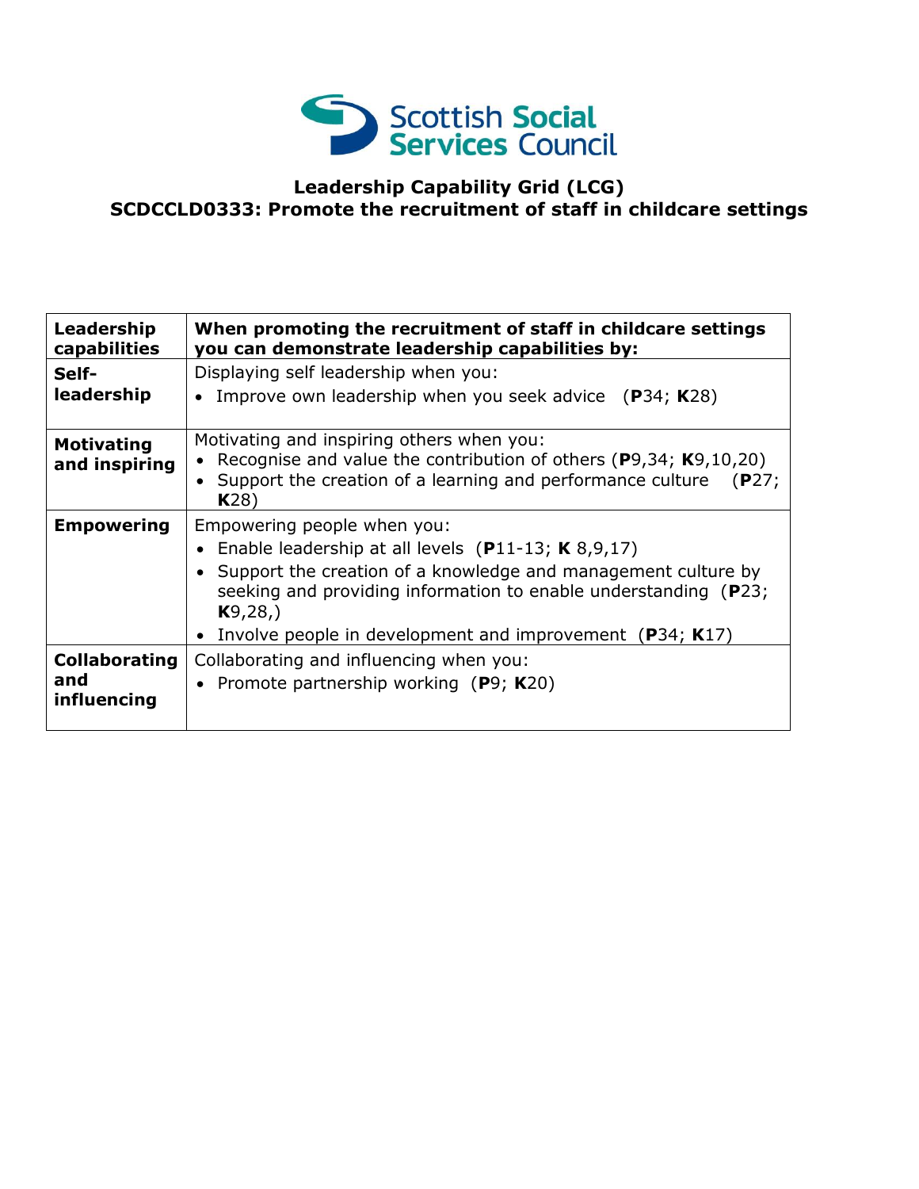**Leadership Capability Grid (LCG)**
**SCDCCLD0333: Promote the recruitment of staff in childcare settings**

| **Leadership capabilities** | **When promoting the recruitment of staff in childcare settings you can demonstrate leadership capabilities by:** |
|---|---|
| **Self-leadership** | Displaying self leadership when you:<br>• Improve own leadership when you seek advice (**P**34; **K**28) |
| **Motivating and inspiring** | Motivating and inspiring others when you:<br>• Recognise and value the contribution of others (**P**9,34; **K**9,10,20)<br>• Support the creation of a learning and performance culture (**P**27; **K**28) |
| **Empowering** | Empowering people when you:<br>• Enable leadership at all levels (**P**11-13; **K** 8,9,17)<br>• Support the creation of a knowledge and management culture by seeking and providing information to enable understanding (**P**23; **K**9,28,)<br>• Involve people in development and improvement (**P**34; **K**17) |
| **Collaborating and influencing** | Collaborating and influencing when you:<br>• Promote partnership working (**P**9; **K**20) |